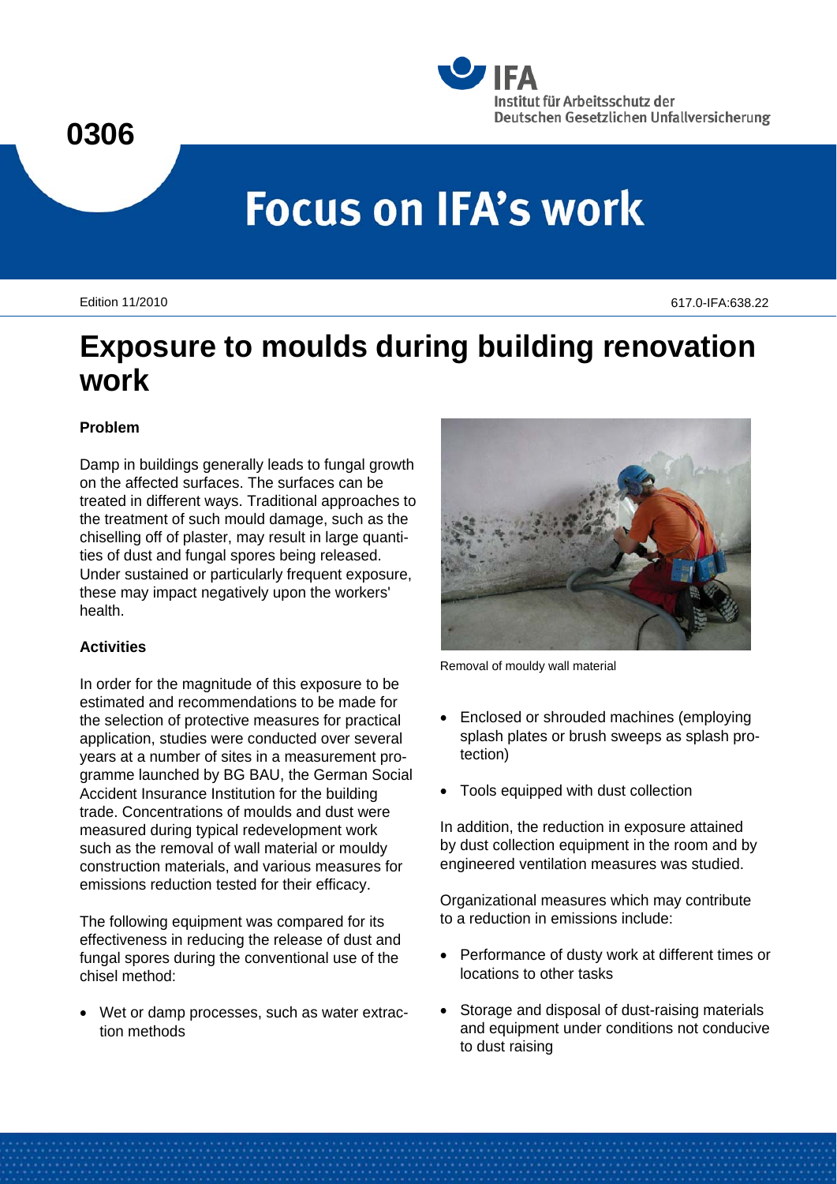0306

Institut für Arbeitsschutz der Deutschen Gesetzlichen Unfallversicherung

# Focus on IFA's work

Edition 11/2010

617.0-IFA:638.22

# Exposure to moulds during building renovation work

## Problem

Damp in buildings generally leads to fungal growth on the affected surfaces. The surfaces can be treated in different ways. Traditional approaches to the treatment of such mould damage, such as the chiselling off of plaster, may result in large quantities of dust and fungal spores being released. Under sustained or particularly frequent exposure, these may impact negatively upon the workers' health.

## Activities

In order for the magnitude of this exposure to be estimated and recommendations to be made for the selection of protective measures for practical application, studies were conducted over several years at a number of sites in a measurement programme launched by BG BAU, the German Social Accident Insurance Institution for the building trade. Concentrations of moulds and dust were measured during typical redevelopment work such as the removal of wall material or mouldy construction materials, and various measures for emissions reduction tested for their efficacy.

The following equipment was compared for its effectiveness in reducing the release of dust and fungal spores during the conventional use of the chisel method:

- Wet or damp processes, such as water extraction methods

Removal of mouldy wall material

- Enclosed or shrouded machines (employing splash plates or brush sweeps as splash protection)
- Tools equipped with dust collection

In addition, the reduction in exposure attained by dust collection equipment in the room and by engineered ventilation measures was studied.

Organizational measures which may contribute to a reduction in emissions include:

- Performance of dusty work at different times or locations to other tasks
- Storage and disposal of dust-raising materials and equipment under conditions not conducive to dust raising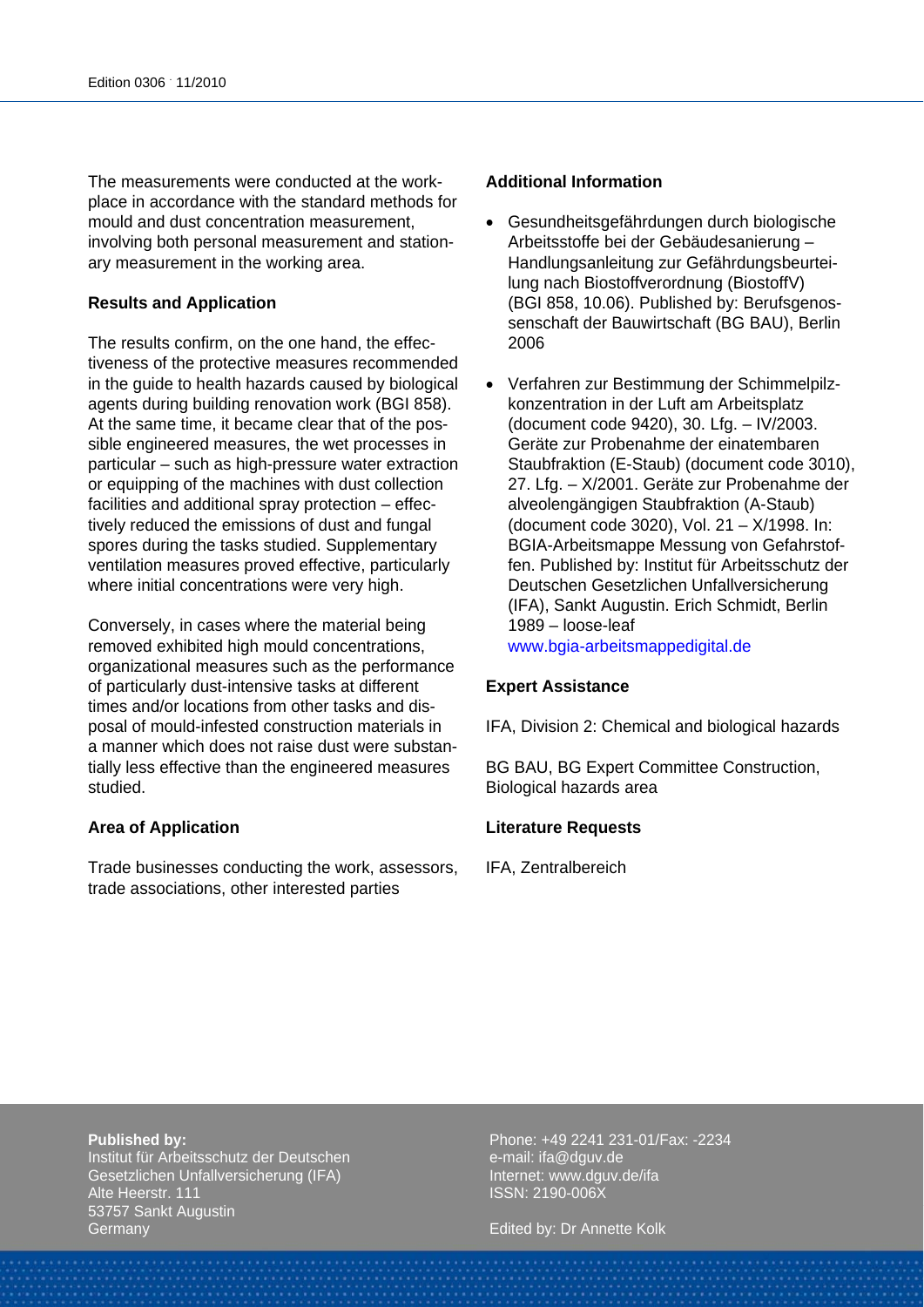The measurements were conducted at the workplace in accordance with the standard methods for mould and dust concentration measurement, involving both personal measurement and stationary measurement in the working area.

**Results and Application**

The results confirm, on the one hand, the effectiveness of the protective measures recommended in the guide to health hazards caused by biological agents during building renovation work (BGI 858). At the same time, it became clear that of the possible engineered measures, the wet processes in particular – such as high-pressure water extraction or equipping of the machines with dust collection facilities and additional spray protection – effectively reduced the emissions of dust and fungal spores during the tasks studied. Supplementary ventilation measures proved effective, particularly where initial concentrations were very high.

Conversely, in cases where the material being removed exhibited high mould concentrations, organizational measures such as the performance of particularly dust-intensive tasks at different times and/or locations from other tasks and disposal of mould-infested construction materials in a manner which does not raise dust were substantially less effective than the engineered measures studied.

**Area of Application**

Trade businesses conducting the work, assessors, trade associations, other interested parties

**Additional Information**

- Gesundheitsgefährdungen durch biologische Arbeitsstoffe bei der Gebäudesanierung – Handlungsanleitung zur Gefährdungsbeurteilung nach Biostoffverordnung (BiostoffV) (BGI 858, 10.06). Published by: Berufsgenossenschaft der Bauwirtschaft (BG BAU), Berlin 2006
- Verfahren zur Bestimmung der Schimmelpilzkonzentration in der Luft am Arbeitsplatz (document code 9420), 30. Lfg. – IV/2003. Geräte zur Probenahme der einatembaren Staubfraktion (E-Staub) (document code 3010), 27. Lfg. – X/2001. Geräte zur Probenahme der alveolengängigen Staubfraktion (A-Staub) (document code 3020), Vol. 21 – X/1998. In: BGIA-Arbeitsmappe Messung von Gefahrstoffen. Published by: Institut für Arbeitsschutz der Deutschen Gesetzlichen Unfallversicherung (IFA), Sankt Augustin. Erich Schmidt, Berlin 1989 – loose-leaf
  www.bgia-arbeitsmappedigital.de

**Expert Assistance**

IFA, Division 2: Chemical and biological hazards

BG BAU, BG Expert Committee Construction, Biological hazards area

**Literature Requests**

IFA, Zentralbereich

**Published by:**
Institut für Arbeitsschutz der Deutschen Gesetzlichen Unfallversicherung (IFA)
Alte Heerstr. 111
53757 Sankt Augustin
Germany

Phone: +49 2241 231-01/Fax: -2234
e-mail: ifa@dguv.de
Internet: www.dguv.de/ifa
ISSN: 2190-006X

Edited by: Dr Annette Kolk